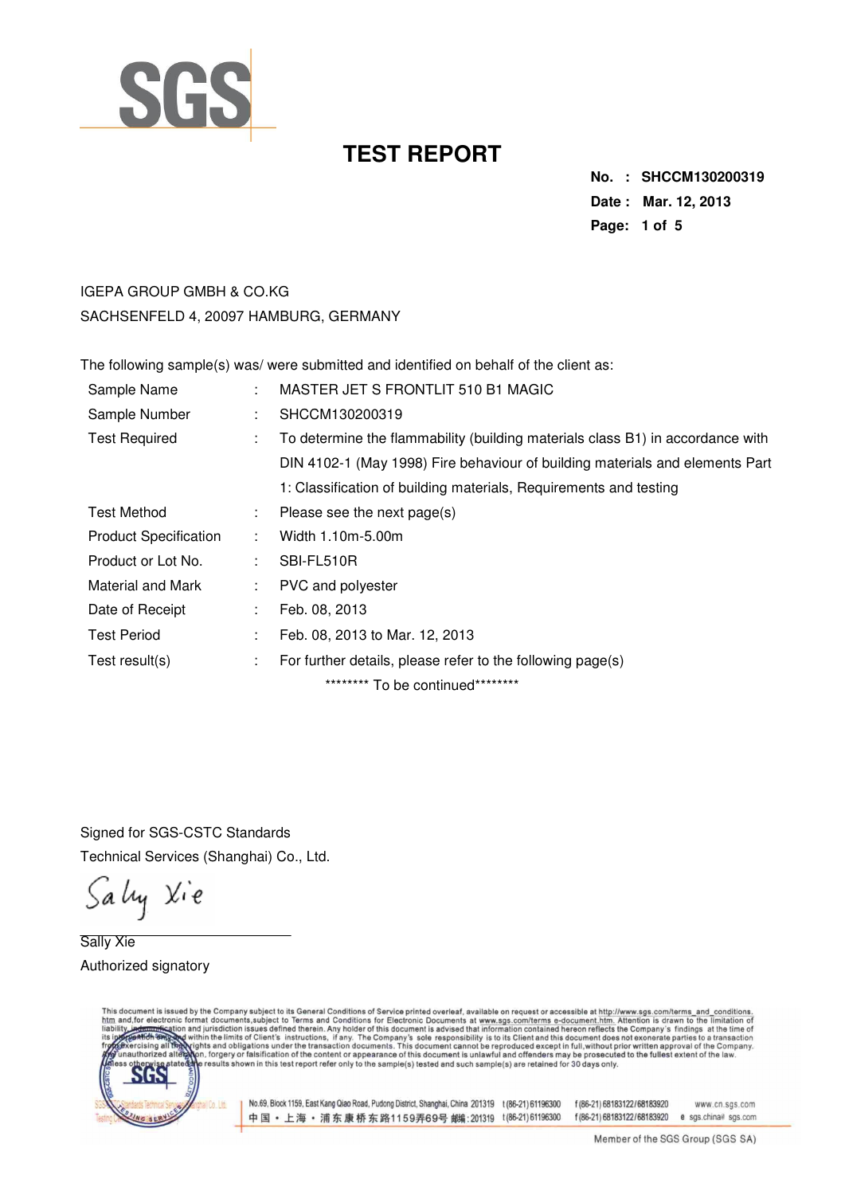# TEST REPORT

**No. : SHCCM130200319**
**Date : Mar. 12, 2013**

IGEPA GROUP GMBH & CO.KG
SACHSENFELD 4, 20097 HAMBURG, GERMANY

The following sample(s) was/ were submitted and identified on behalf of the client as:

| | | |
|---|---|---|
| Sample Name | : | MASTER JET S FRONTLIT 510 B1 MAGIC |
| Sample Number | : | SHCCM130200319 |
| Test Required | : | To determine the flammability (building materials class B1) in accordance with DIN 4102-1 (May 1998) Fire behaviour of building materials and elements Part 1: Classification of building materials, Requirements and testing |
| Test Method | : | Please see the next page(s) |
| Product Specification | : | Width 1.10m-5.00m |
| Product or Lot No. | : | SBI-FL510R |
| Material and Mark | : | PVC and polyester |
| Date of Receipt | : | Feb. 08, 2013 |
| Test Period | : | Feb. 08, 2013 to Mar. 12, 2013 |
| Test result(s) | : | For further details, please refer to the following page(s) |

******** To be continued********

Signed for SGS-CSTC Standards
Technical Services (Shanghai) Co., Ltd.

Sally Xie

Sally Xie
Authorized signatory

This document is issued by the Company subject to its General Conditions of Service printed overleaf, available on request or accessible at http://www.sgs.com/terms_and_conditions.htm and, for electronic format documents, subject to Terms and Conditions for Electronic Documents at www.sgs.com/terms_e-document.htm. Attention is drawn to the limitation of liability, indemnification and jurisdiction issues defined therein. Any holder of this document is advised that information contained hereon reflects the Company's findings at the time of its intervention only and within the limits of Client's instructions, if any. The Company's sole responsibility is to its Client and this document does not exonerate parties to a transaction from exercising all their rights and obligations under the transaction documents. This document cannot be reproduced except in full, without prior written approval of the Company. Any unauthorized alteration, forgery or falsification of the content or appearance of this document is unlawful and offenders may be prosecuted to the fullest extent of the law. Unless otherwise stated the results shown in this test report refer only to the sample(s) tested and such sample(s) are retained for 30 days only.

No.69, Block 1159, East Kang Qiao Road, Pudong District, Shanghai, China 201319 t (86-21) 61196300 f (86-21) 68183122/68183920 www.cn.sgs.com
中国・上海・浦东康桥东路1159弄69号 邮编：201319 t (86-21) 61196300 f (86-21) 68183122/68183920 e sgs.china@sgs.com

Member of the SGS Group (SGS SA)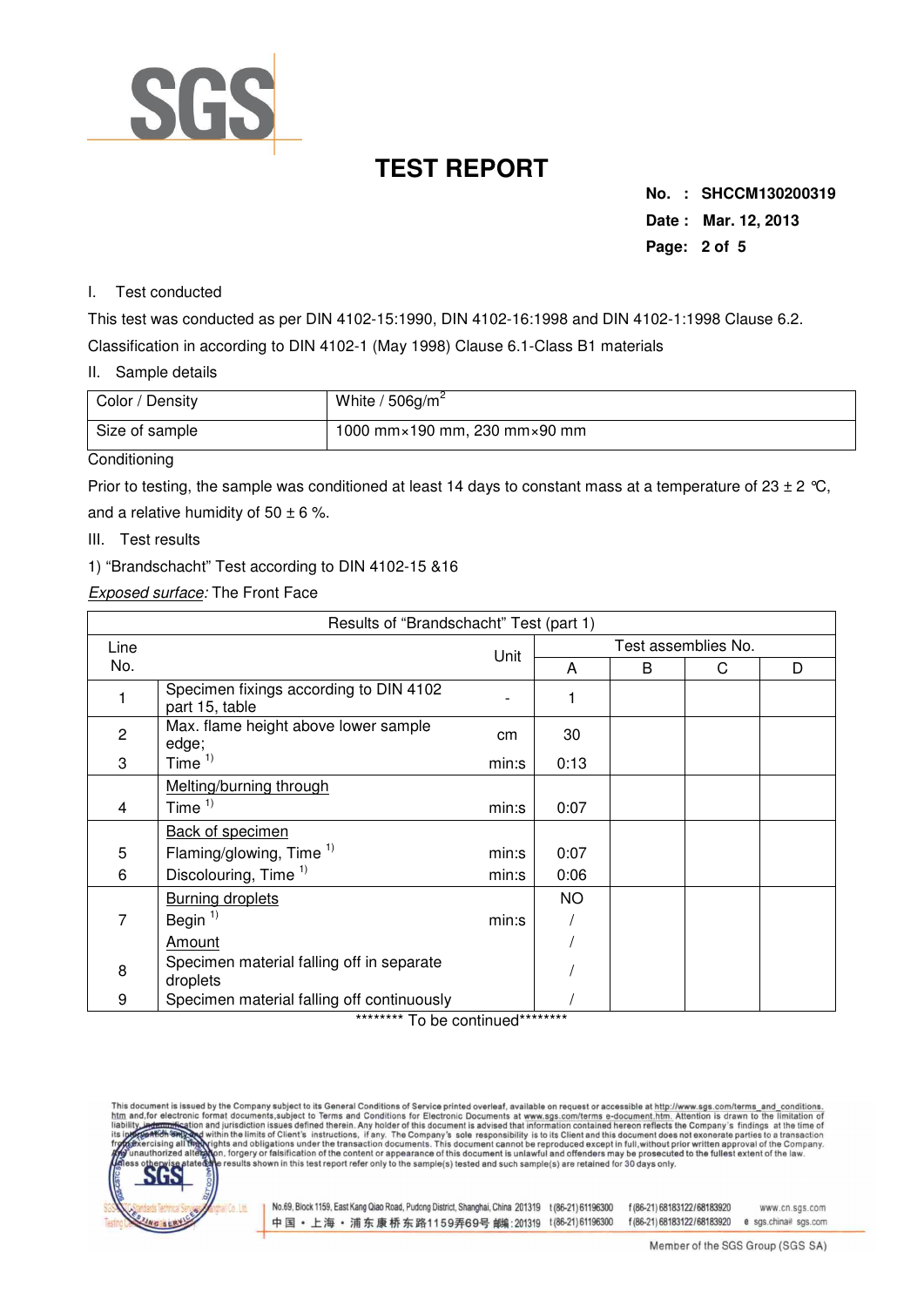# TEST REPORT

**No. : SHCCM130200319**
**Date : Mar. 12, 2013**

I. Test conducted

This test was conducted as per DIN 4102-15:1990, DIN 4102-16:1998 and DIN 4102-1:1998 Clause 6.2.

Classification in according to DIN 4102-1 (May 1998) Clause 6.1-Class B1 materials

II. Sample details

| | |
|---|---|
| Color / Density | White / 506g/m$^2$ |
| Size of sample | 1000 mm×190 mm, 230 mm×90 mm |

Conditioning

Prior to testing, the sample was conditioned at least 14 days to constant mass at a temperature of 23 ± 2 ℃, and a relative humidity of 50 ± 6 %.

III. Test results

1) “Brandschacht” Test according to DIN 4102-15 &16

*Exposed surface:* The Front Face

| Results of “Brandschacht” Test (part 1) | | | | | | |
|---|---|---|---|---|---|---|
| Line No. | | Unit | Test assemblies No. | | | |
| | | | A | B | C | D |
| 1 | Specimen fixings according to DIN 4102 part 15, table | - | 1 | | | |
| 2 | Max. flame height above lower sample edge; | cm | 30 | | | |
| 3 | Time 1) | min:s | 0:13 | | | |
| | Melting/burning through | | | | | |
| 4 | Time 1) | min:s | 0:07 | | | |
| | Back of specimen | | | | | |
| 5 | Flaming/glowing, Time 1) | min:s | 0:07 | | | |
| 6 | Discolouring, Time 1) | min:s | 0:06 | | | |
| | Burning droplets | | NO | | | |
| 7 | Begin 1) | min:s | / | | | |
| | Amount | | / | | | |
| 8 | Specimen material falling off in separate droplets | | / | | | |
| 9 | Specimen material falling off continuously | | / | | | |

******** To be continued********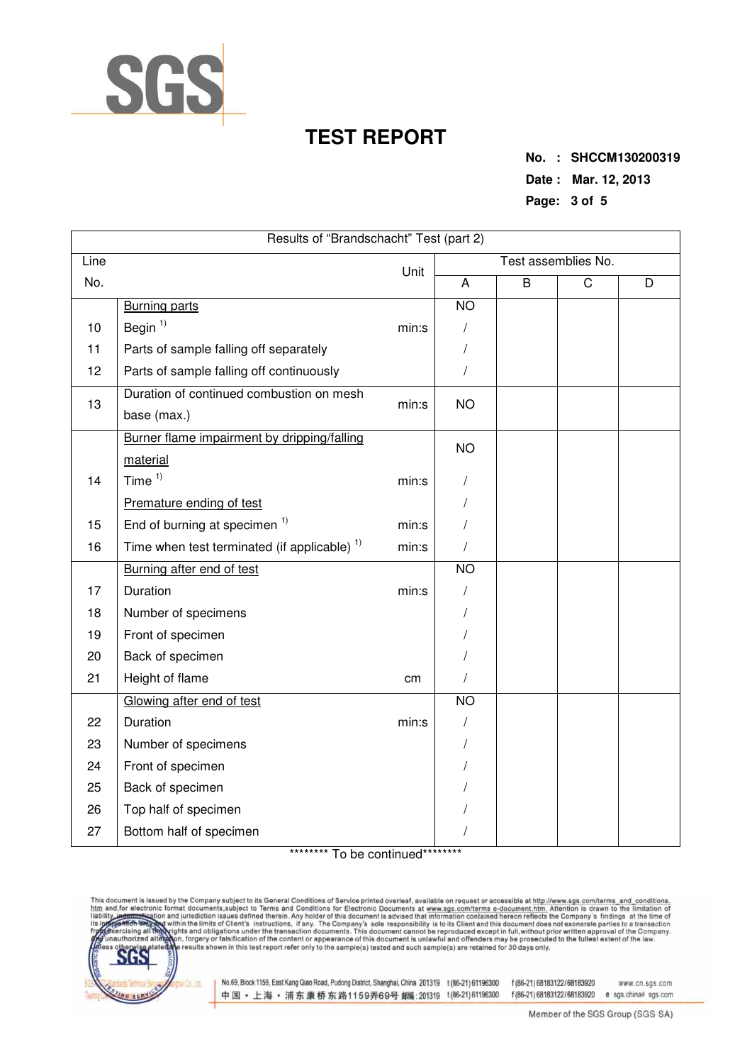# TEST REPORT

**No. : SHCCM130200319**
**Date : Mar. 12, 2013**

| Results of "Brandschacht" Test (part 2) | | | | | | |
|---|---|---|---|---|---|---|
| Line No. | | Unit | Test assemblies No. | | | |
| | | | A | B | C | D |
| | Burning parts | | NO | | | |
| 10 | Begin [1)] | min:s | / | | | |
| 11 | Parts of sample falling off separately | | / | | | |
| 12 | Parts of sample falling off continuously | | / | | | |
| 13 | Duration of continued combustion on mesh base (max.) | min:s | NO | | | |
| | Burner flame impairment by dripping/falling material | | NO | | | |
| 14 | Time [1)] | min:s | / | | | |
| | Premature ending of test | | / | | | |
| 15 | End of burning at specimen [1)] | min:s | / | | | |
| 16 | Time when test terminated (if applicable) [1)] | min:s | / | | | |
| | Burning after end of test | | NO | | | |
| 17 | Duration | min:s | / | | | |
| 18 | Number of specimens | | / | | | |
| 19 | Front of specimen | | / | | | |
| 20 | Back of specimen | | / | | | |
| 21 | Height of flame | cm | / | | | |
| | Glowing after end of test | | NO | | | |
| 22 | Duration | min:s | / | | | |
| 23 | Number of specimens | | / | | | |
| 24 | Front of specimen | | / | | | |
| 25 | Back of specimen | | / | | | |
| 26 | Top half of specimen | | / | | | |
| 27 | Bottom half of specimen | | / | | | |

******** To be continued********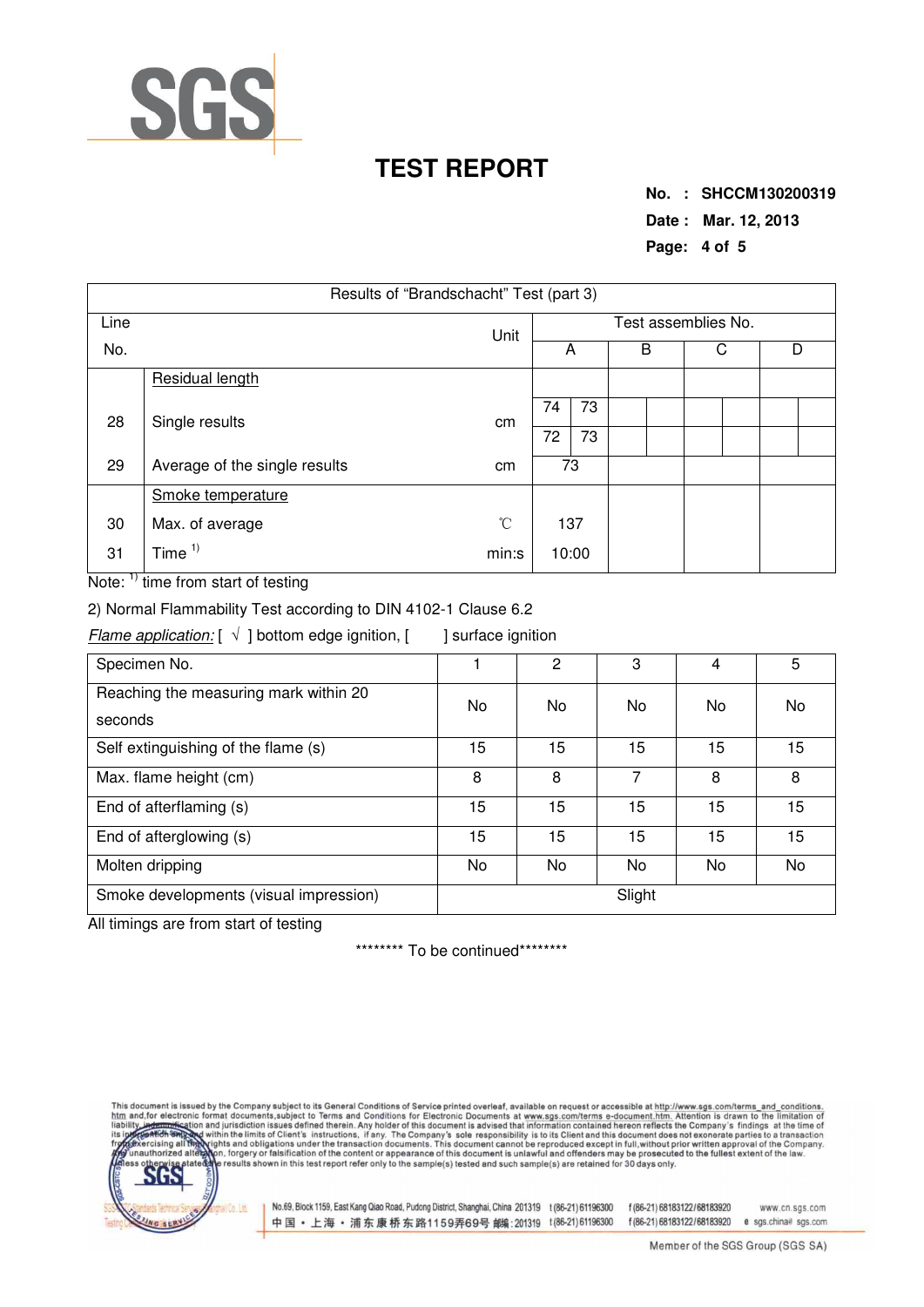# TEST REPORT

**No. : SHCCM130200319**
**Date : Mar. 12, 2013**

| Results of "Brandschacht" Test (part 3) | | | | | | | | | | | |
|---|---|---|---|---|---|---|---|---|---|---|---|
| Line No. | | Unit | Test assemblies No. | | | | | | | | |
| | | | A | | B | | C | | D | | |
| | Residual length | | | | | | | | | | |
| 28 | Single results | cm | 74 | 73 | | | | | | | |
| | | | 72 | 73 | | | | | | | |
| 29 | Average of the single results | cm | 73 | | | | | | | | |
| | Smoke temperature | | | | | | | | | | |
| 30 | Max. of average | ℃ | 137 | | | | | | | | |
| 31 | Time [1] | min:s | 10:00 | | | | | | | | |

Note: [1] time from start of testing

2) Normal Flammability Test according to DIN 4102-1 Clause 6.2

*Flame application:* [ √ ] bottom edge ignition, [ ] surface ignition

| Specimen No. | 1 | 2 | 3 | 4 | 5 |
|---|---|---|---|---|---|
| Reaching the measuring mark within 20 seconds | No | No | No | No | No |
| Self extinguishing of the flame (s) | 15 | 15 | 15 | 15 | 15 |
| Max. flame height (cm) | 8 | 8 | 7 | 8 | 8 |
| End of afterflaming (s) | 15 | 15 | 15 | 15 | 15 |
| End of afterglowing (s) | 15 | 15 | 15 | 15 | 15 |
| Molten dripping | No | No | No | No | No |
| Smoke developments (visual impression) | Slight | | | | |

All timings are from start of testing

******** To be continued********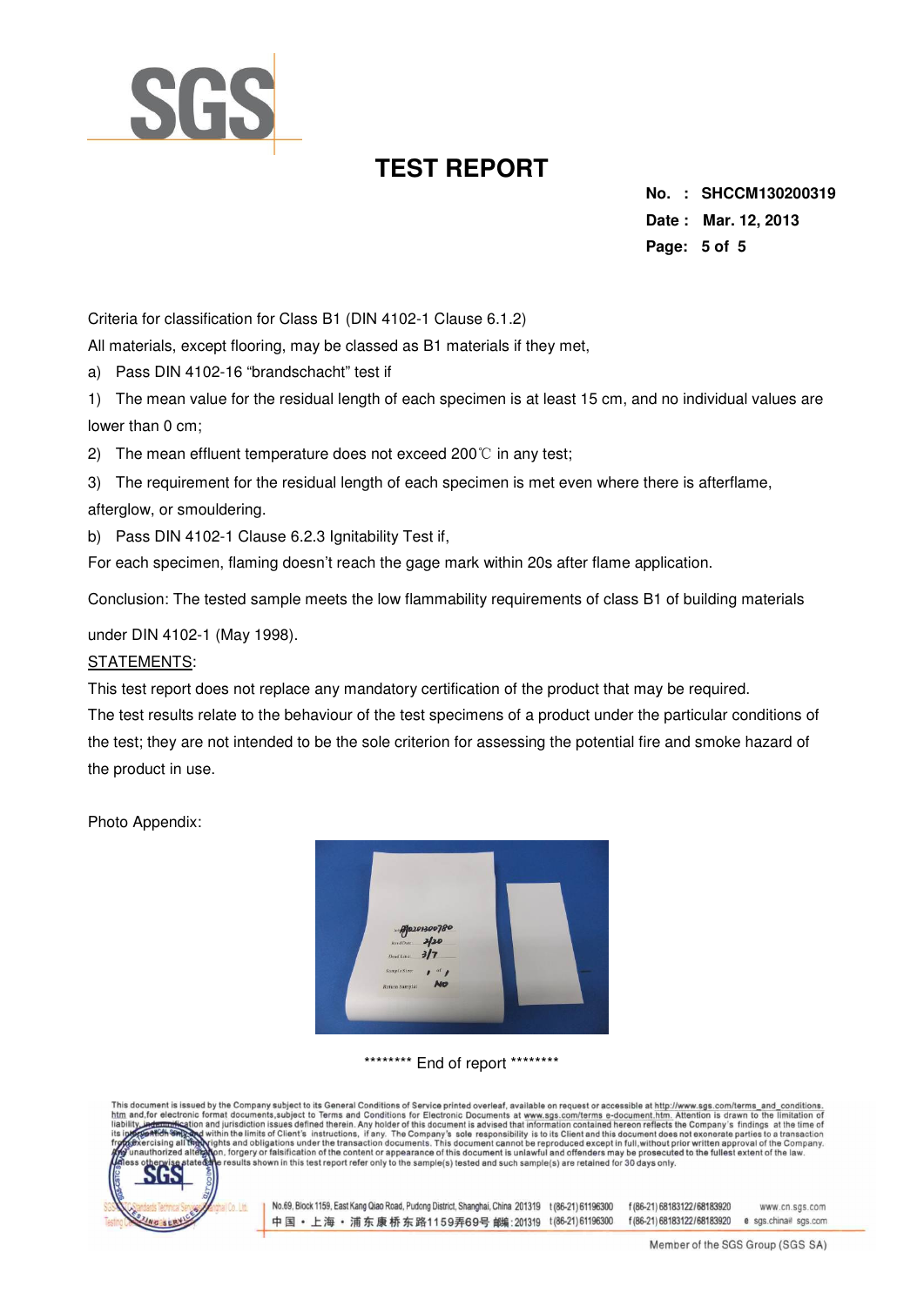Criteria for classification for Class B1 (DIN 4102-1 Clause 6.1.2)

All materials, except flooring, may be classed as B1 materials if they met,

a) Pass DIN 4102-16 "brandschacht" test if

1) The mean value for the residual length of each specimen is at least 15 cm, and no individual values are lower than 0 cm;

2) The mean effluent temperature does not exceed 200℃ in any test;

3) The requirement for the residual length of each specimen is met even where there is afterflame, afterglow, or smouldering.

b) Pass DIN 4102-1 Clause 6.2.3 Ignitability Test if,

For each specimen, flaming doesn't reach the gage mark within 20s after flame application.

Conclusion: The tested sample meets the low flammability requirements of class B1 of building materials under DIN 4102-1 (May 1998).

STATEMENTS:

This test report does not replace any mandatory certification of the product that may be required.

The test results relate to the behaviour of the test specimens of a product under the particular conditions of the test; they are not intended to be the sole criterion for assessing the potential fire and smoke hazard of the product in use.

Photo Appendix:

******** End of report ********